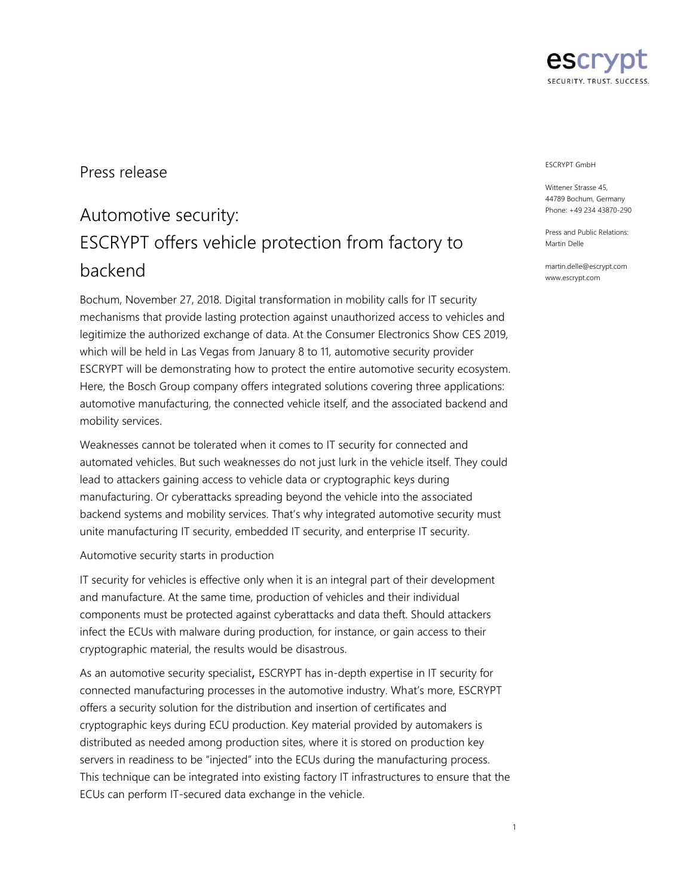Press release

# Automotive security: ESCRYPT offers vehicle protection from factory to backend

ESCRYPT GmbH

Wittener Strasse 45,
44789 Bochum, Germany
Phone: +49 234 43870-290

Press and Public Relations:
Martin Delle

martin.delle@escrypt.com
www.escrypt.com

Bochum, November 27, 2018. Digital transformation in mobility calls for IT security mechanisms that provide lasting protection against unauthorized access to vehicles and legitimize the authorized exchange of data. At the Consumer Electronics Show CES 2019, which will be held in Las Vegas from January 8 to 11, automotive security provider ESCRYPT will be demonstrating how to protect the entire automotive security ecosystem. Here, the Bosch Group company offers integrated solutions covering three applications: automotive manufacturing, the connected vehicle itself, and the associated backend and mobility services.

Weaknesses cannot be tolerated when it comes to IT security for connected and automated vehicles. But such weaknesses do not just lurk in the vehicle itself. They could lead to attackers gaining access to vehicle data or cryptographic keys during manufacturing. Or cyberattacks spreading beyond the vehicle into the associated backend systems and mobility services. That's why integrated automotive security must unite manufacturing IT security, embedded IT security, and enterprise IT security.

## Automotive security starts in production

IT security for vehicles is effective only when it is an integral part of their development and manufacture. At the same time, production of vehicles and their individual components must be protected against cyberattacks and data theft. Should attackers infect the ECUs with malware during production, for instance, or gain access to their cryptographic material, the results would be disastrous.

As an automotive security specialist, ESCRYPT has in-depth expertise in IT security for connected manufacturing processes in the automotive industry. What's more, ESCRYPT offers a security solution for the distribution and insertion of certificates and cryptographic keys during ECU production. Key material provided by automakers is distributed as needed among production sites, where it is stored on production key servers in readiness to be "injected" into the ECUs during the manufacturing process. This technique can be integrated into existing factory IT infrastructures to ensure that the ECUs can perform IT-secured data exchange in the vehicle.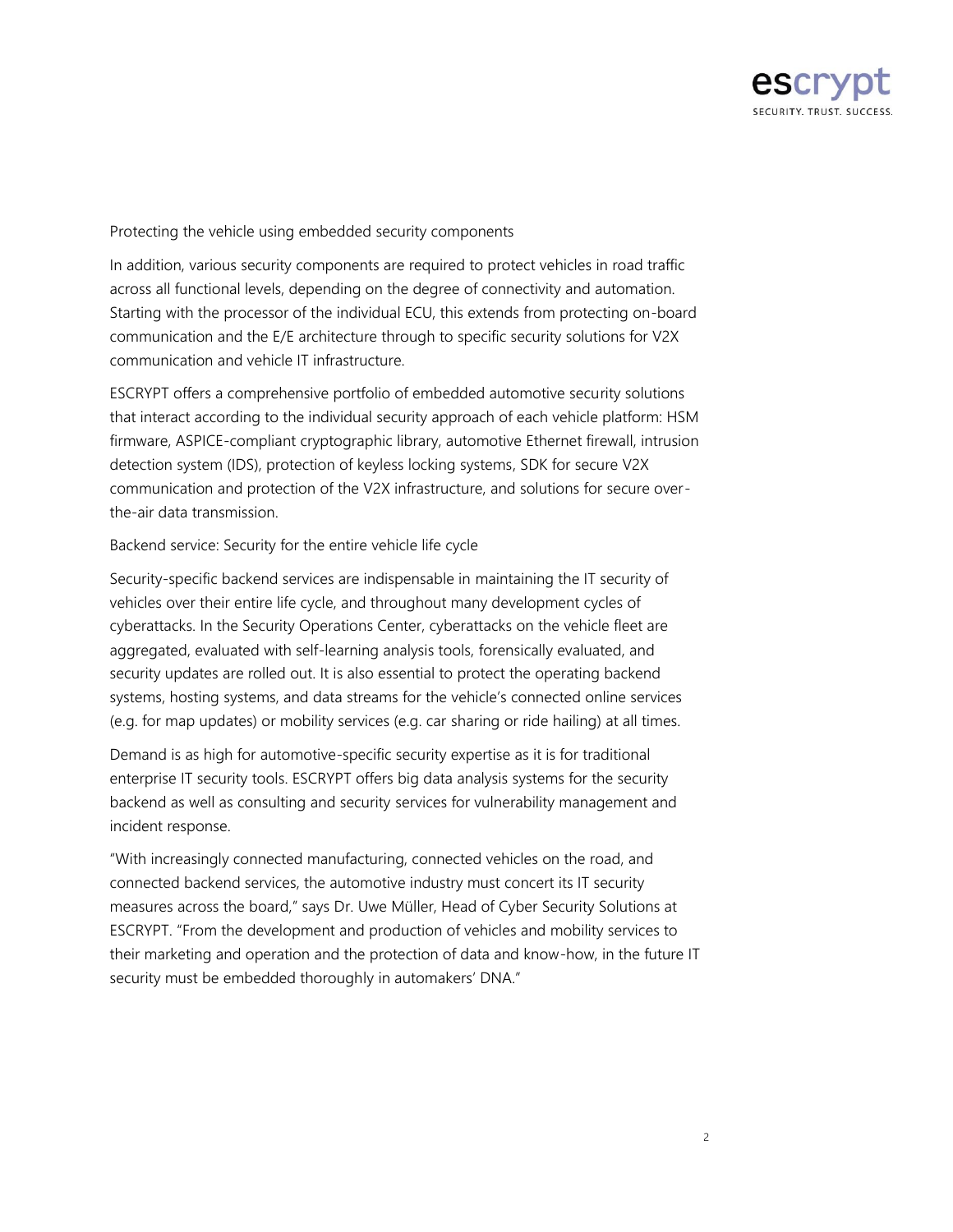## Protecting the vehicle using embedded security components

In addition, various security components are required to protect vehicles in road traffic across all functional levels, depending on the degree of connectivity and automation. Starting with the processor of the individual ECU, this extends from protecting on-board communication and the E/E architecture through to specific security solutions for V2X communication and vehicle IT infrastructure.

ESCRYPT offers a comprehensive portfolio of embedded automotive security solutions that interact according to the individual security approach of each vehicle platform: HSM firmware, ASPICE-compliant cryptographic library, automotive Ethernet firewall, intrusion detection system (IDS), protection of keyless locking systems, SDK for secure V2X communication and protection of the V2X infrastructure, and solutions for secure over-the-air data transmission.

## Backend service: Security for the entire vehicle life cycle

Security-specific backend services are indispensable in maintaining the IT security of vehicles over their entire life cycle, and throughout many development cycles of cyberattacks. In the Security Operations Center, cyberattacks on the vehicle fleet are aggregated, evaluated with self-learning analysis tools, forensically evaluated, and security updates are rolled out. It is also essential to protect the operating backend systems, hosting systems, and data streams for the vehicle's connected online services (e.g. for map updates) or mobility services (e.g. car sharing or ride hailing) at all times.

Demand is as high for automotive-specific security expertise as it is for traditional enterprise IT security tools. ESCRYPT offers big data analysis systems for the security backend as well as consulting and security services for vulnerability management and incident response.

"With increasingly connected manufacturing, connected vehicles on the road, and connected backend services, the automotive industry must concert its IT security measures across the board," says Dr. Uwe Müller, Head of Cyber Security Solutions at ESCRYPT. "From the development and production of vehicles and mobility services to their marketing and operation and the protection of data and know-how, in the future IT security must be embedded thoroughly in automakers' DNA."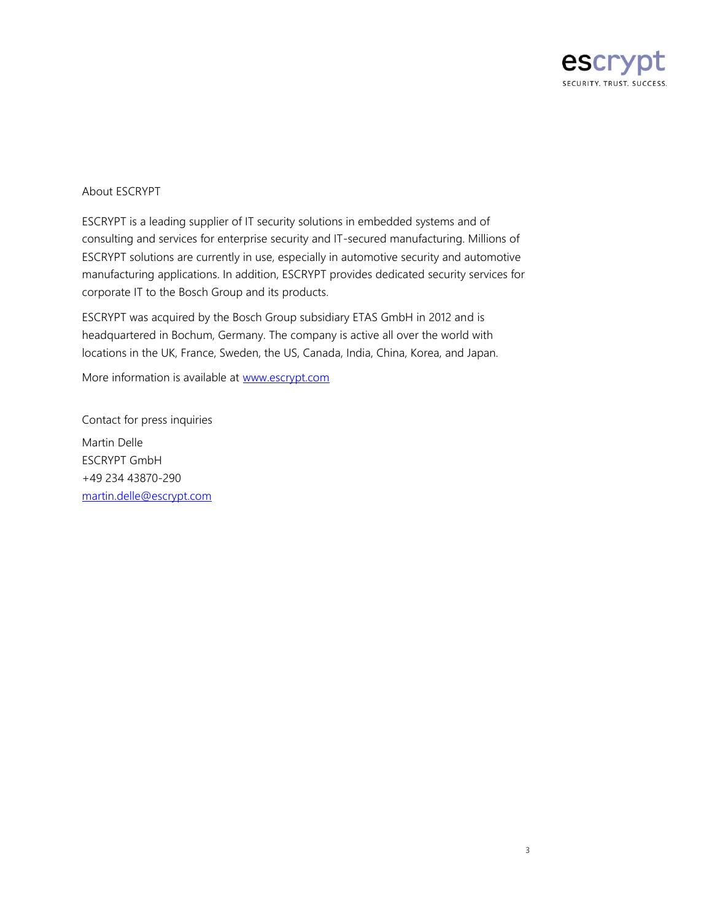About ESCRYPT

ESCRYPT is a leading supplier of IT security solutions in embedded systems and of consulting and services for enterprise security and IT-secured manufacturing. Millions of ESCRYPT solutions are currently in use, especially in automotive security and automotive manufacturing applications. In addition, ESCRYPT provides dedicated security services for corporate IT to the Bosch Group and its products.

ESCRYPT was acquired by the Bosch Group subsidiary ETAS GmbH in 2012 and is headquartered in Bochum, Germany. The company is active all over the world with locations in the UK, France, Sweden, the US, Canada, India, China, Korea, and Japan.

More information is available at [www.escrypt.com](http://www.escrypt.com)

Contact for press inquiries

Martin Delle
ESCRYPT GmbH
+49 234 43870-290
[martin.delle@escrypt.com](mailto:martin.delle@escrypt.com)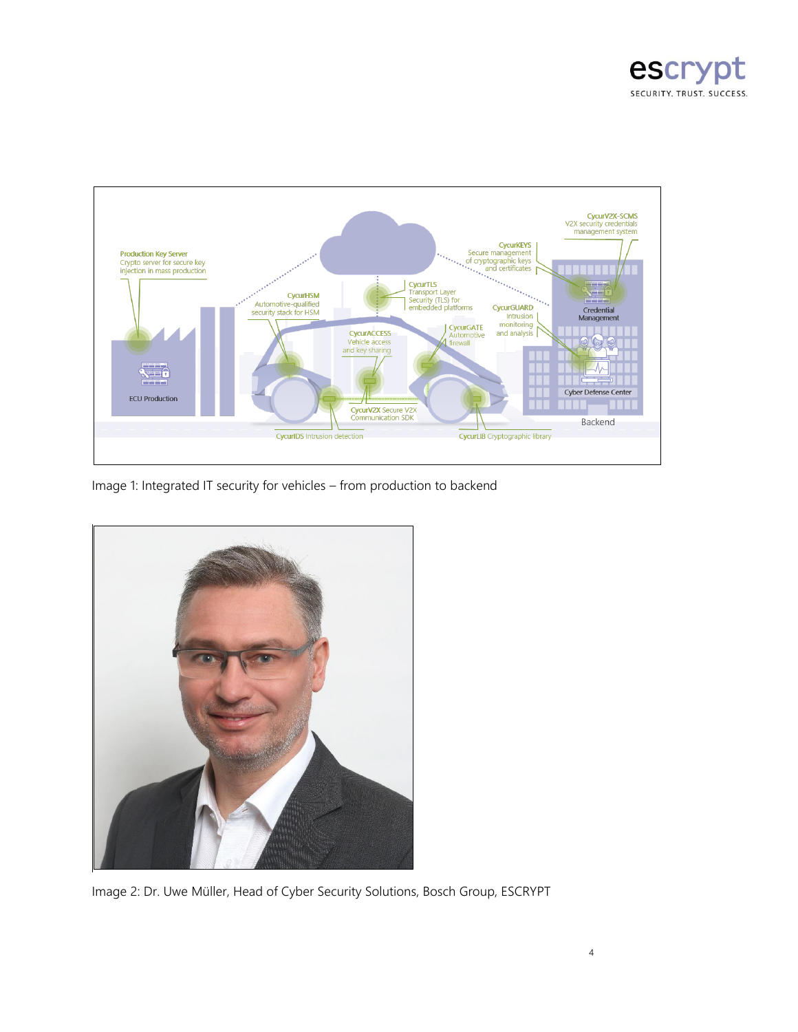Image 1: Integrated IT security for vehicles – from production to backend

Image 2: Dr. Uwe Müller, Head of Cyber Security Solutions, Bosch Group, ESCRYPT